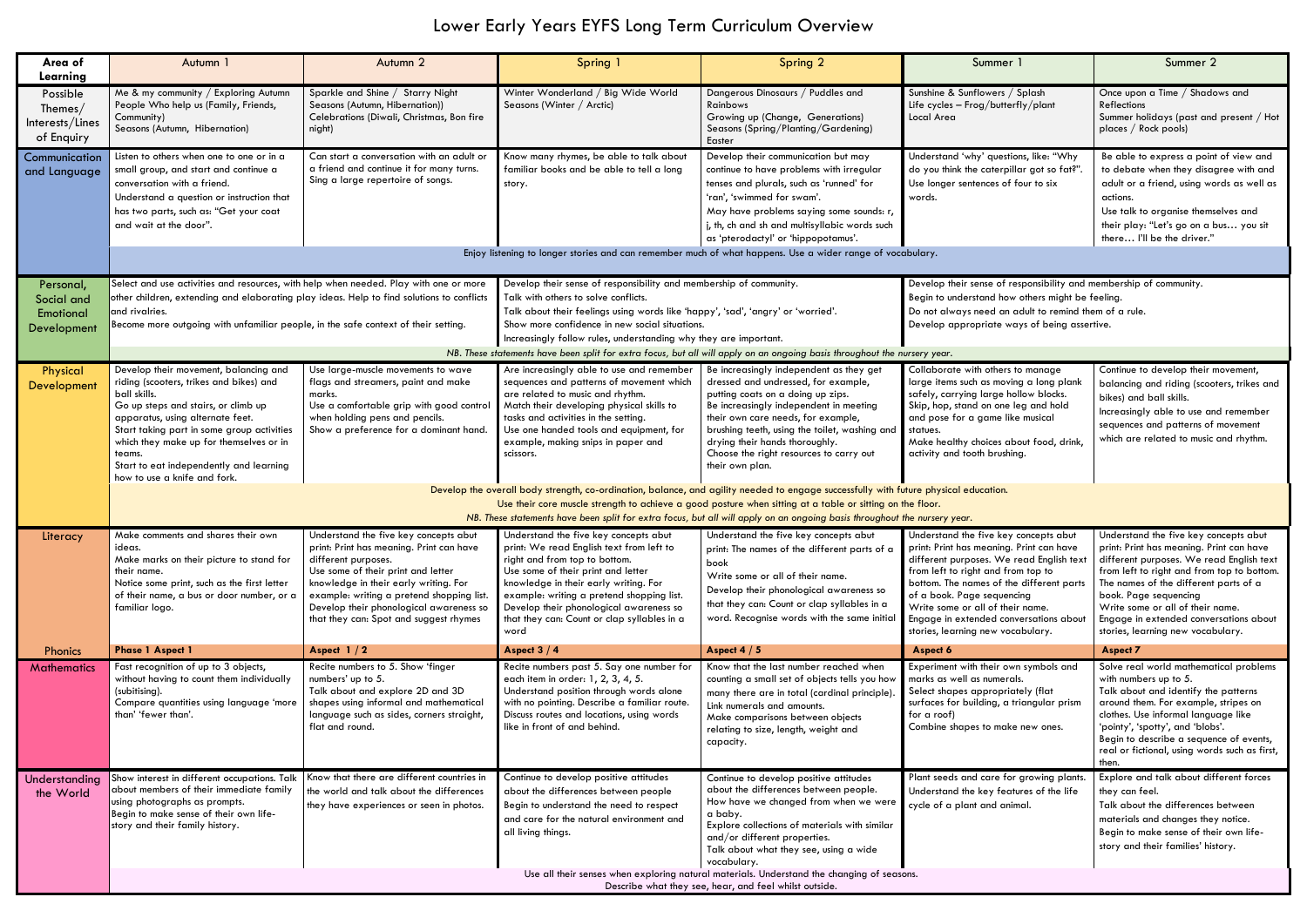# Lower Early Years EYFS Long Term Curriculum Overview

| Area of Learning | Autumn 1 | Autumn 2 | Spring 1 | Spring 2 | Summer 1 | Summer 2 |
|---|---|---|---|---|---|---|
| Possible Themes/ Interests/Lines of Enquiry | Me & my community / Exploring Autumn People Who help us (Family, Friends, Community) Seasons (Autumn, Hibernation) | Sparkle and Shine / Starry Night Seasons (Autumn, Hibernation)) Celebrations (Diwali, Christmas, Bon fire night) | Winter Wonderland / Big Wide World Seasons (Winter / Arctic) | Dangerous Dinosaurs / Puddles and Rainbows Growing up (Change, Generations) Seasons (Spring/Planting/Gardening) Easter | Sunshine & Sunflowers / Splash Life cycles – Frog/butterfly/plant Local Area | Once upon a Time / Shadows and Reflections Summer holidays (past and present / Hot places / Rock pools) |
| Communication and Language | Listen to others when one to one or in a small group, and start and continue a conversation with a friend. Understand a question or instruction that has two parts, such as: "Get your coat and wait at the door". | Can start a conversation with an adult or a friend and continue it for many turns. Sing a large repertoire of songs. | Know many rhymes, be able to talk about familiar books and be able to tell a long story. | Develop their communication but may continue to have problems with irregular tenses and plurals, such as 'runned' for 'ran', 'swimmed for swam'. May have problems saying some sounds: r, j, th, ch and sh and multisyllabic words such as 'pterodactyl' or 'hippopotamus'. | Understand 'why' questions, like: "Why do you think the caterpillar got so fat?". Use longer sentences of four to six words. | Be able to express a point of view and to debate when they disagree with and adult or a friend, using words as well as actions. Use talk to organise themselves and their play: "Let's go on a bus… you sit there… I'll be the driver." |
| | Enjoy listening to longer stories and can remember much of what happens. Use a wider range of vocabulary. | | | | | |
| Personal, Social and Emotional Development | Select and use activities and resources, with help when needed. Play with one or more other children, extending and elaborating play ideas. Help to find solutions to conflicts and rivalries. Become more outgoing with unfamiliar people, in the safe context of their setting. | | Develop their sense of responsibility and membership of community. Talk with others to solve conflicts. Talk about their feelings using words like 'happy', 'sad', 'angry' or 'worried'. Show more confidence in new social situations. Increasingly follow rules, understanding why they are important. | | Develop their sense of responsibility and membership of community. Begin to understand how others might be feeling. Do not always need an adult to remind them of a rule. Develop appropriate ways of being assertive. | |
| | *NB. These statements have been split for extra focus, but all will apply on an ongoing basis throughout the nursery year.* | | | | | |
| Physical Development | Develop their movement, balancing and riding (scooters, trikes and bikes) and ball skills. Go up steps and stairs, or climb up apparatus, using alternate feet. Start taking part in some group activities which they make up for themselves or in teams. Start to eat independently and learning how to use a knife and fork. | Use large-muscle movements to wave flags and streamers, paint and make marks. Use a comfortable grip with good control when holding pens and pencils. Show a preference for a dominant hand. | Are increasingly able to use and remember sequences and patterns of movement which are related to music and rhythm. Match their developing physical skills to tasks and activities in the setting. Use one handed tools and equipment, for example, making snips in paper and scissors. | Be increasingly independent as they get dressed and undressed, for example, putting coats on a doing up zips. Be increasingly independent in meeting their own care needs, for example, brushing teeth, using the toilet, washing and drying their hands thoroughly. Choose the right resources to carry out their own plan. | Collaborate with others to manage large items such as moving a long plank safely, carrying large hollow blocks. Skip, hop, stand on one leg and hold and pose for a game like musical statues. Make healthy choices about food, drink, activity and tooth brushing. | Continue to develop their movement, balancing and riding (scooters, trikes and bikes) and ball skills. Increasingly able to use and remember sequences and patterns of movement which are related to music and rhythm. |
| | Develop the overall body strength, co-ordination, balance, and agility needed to engage successfully with future physical education. Use their core muscle strength to achieve a good posture when sitting at a table or sitting on the floor. *NB. These statements have been split for extra focus, but all will apply on an ongoing basis throughout the nursery year.* | | | | | |
| Literacy | Make comments and shares their own ideas. Make marks on their picture to stand for their name. Notice some print, such as the first letter of their name, a bus or door number, or a familiar logo. | Understand the five key concepts about print: Print has meaning. Print can have different purposes. Use some of their print and letter knowledge in their early writing. For example: writing a pretend shopping list. Develop their phonological awareness so that they can: Spot and suggest rhymes | Understand the five key concepts about print: We read English text from left to right and from top to bottom. Use some of their print and letter knowledge in their early writing. For example: writing a pretend shopping list. Develop their phonological awareness so that they can: Count or clap syllables in a word | Understand the five key concepts about print: The names of the different parts of a book Write some or all of their name. Develop their phonological awareness so that they can: Count or clap syllables in a word. Recognise words with the same initial | Understand the five key concepts about print: Print has meaning. Print can have different purposes. We read English text from left to right and from top to bottom. The names of the different parts of a book. Page sequencing Write some or all of their name. Engage in extended conversations about stories, learning new vocabulary. | Understand the five key concepts about print: Print has meaning. Print can have different purposes. We read English text from left to right and from top to bottom. The names of the different parts of a book. Page sequencing Write some or all of their name. Engage in extended conversations about stories, learning new vocabulary. |
| Phonics | **Phase 1 Aspect 1** | **Aspect 1 / 2** | **Aspect 3 / 4** | **Aspect 4 / 5** | **Aspect 6** | **Aspect 7** |
| Mathematics | Fast recognition of up to 3 objects, without having to count them individually (subitising). Compare quantities using language 'more than' 'fewer than'. | Recite numbers to 5. Show 'finger numbers' up to 5. Talk about and explore 2D and 3D shapes using informal and mathematical language such as sides, corners straight, flat and round. | Recite numbers past 5. Say one number for each item in order: 1, 2, 3, 4, 5. Understand position through words alone with no pointing. Describe a familiar route. Discuss routes and locations, using words like in front of and behind. | Know that the last number reached when counting a small set of objects tells you how many there are in total (cardinal principle). Link numerals and amounts. Make comparisons between objects relating to size, length, weight and capacity. | Experiment with their own symbols and marks as well as numerals. Select shapes appropriately (flat surfaces for building, a triangular prism for a roof) Combine shapes to make new ones. | Solve real world mathematical problems with numbers up to 5. Talk about and identify the patterns around them. For example, stripes on clothes. Use informal language like 'pointy', 'spotty', and 'blobs'. Begin to describe a sequence of events, real or fictional, using words such as first, then. |
| Understanding the World | Show interest in different occupations. Talk about members of their immediate family using photographs as prompts. Begin to make sense of their own life-story and their family history. | Know that there are different countries in the world and talk about the differences they have experiences or seen in photos. | Continue to develop positive attitudes about the differences between people Begin to understand the need to respect and care for the natural environment and all living things. | Continue to develop positive attitudes about the differences between people. How have we changed from when we were a baby. Explore collections of materials with similar and/or different properties. Talk about what they see, using a wide vocabulary. | Plant seeds and care for growing plants. Understand the key features of the life cycle of a plant and animal. | Explore and talk about different forces they can feel. Talk about the differences between materials and changes they notice. Begin to make sense of their own life-story and their families' history. |
| | Use all their senses when exploring natural materials. Understand the changing of seasons. Describe what they see, hear, and feel whilst outside. | | | | | |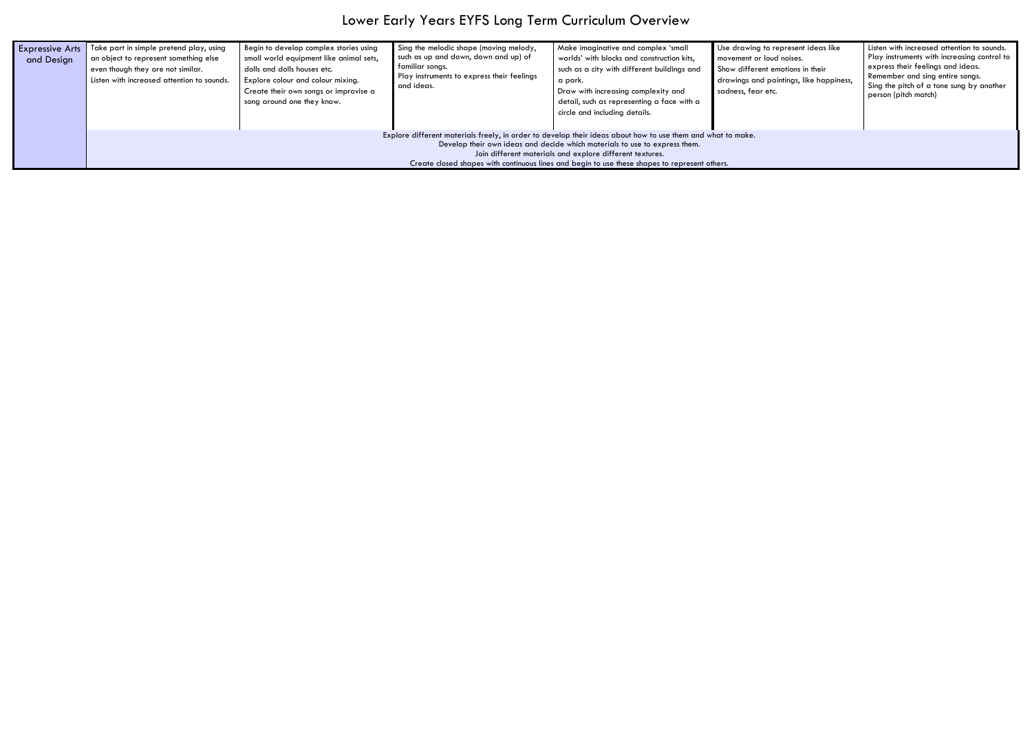# Lower Early Years EYFS Long Term Curriculum Overview

| | | | | | | |
|---|---|---|---|---|---|---|
| Expressive Arts and Design | Take part in simple pretend play, using an object to represent something else even though they are not similar.<br>Listen with increased attention to sounds. | Begin to develop complex stories using small world equipment like animal sets, dolls and dolls houses etc.<br>Explore colour and colour mixing.<br>Create their own songs or improvise a song around one they know. | Sing the melodic shape (moving melody, such as up and down, down and up) of familiar songs.<br>Play instruments to express their feelings and ideas. | Make imaginative and complex 'small worlds' with blocks and construction kits, such as a city with different buildings and a park.<br>Draw with increasing complexity and detail, such as representing a face with a circle and including details. | Use drawing to represent ideas like movement or loud noises.<br>Show different emotions in their drawings and paintings, like happiness, sadness, fear etc. | Listen with increased attention to sounds.<br>Play instruments with increasing control to express their feelings and ideas.<br>Remember and sing entire songs.<br>Sing the pitch of a tone sung by another person (pitch match) |
| | Explore different materials freely, in order to develop their ideas about how to use them and what to make.<br>Develop their own ideas and decide which materials to use to express them.<br>Join different materials and explore different textures.<br>Create closed shapes with continuous lines and begin to use these shapes to represent others. | | | | | |